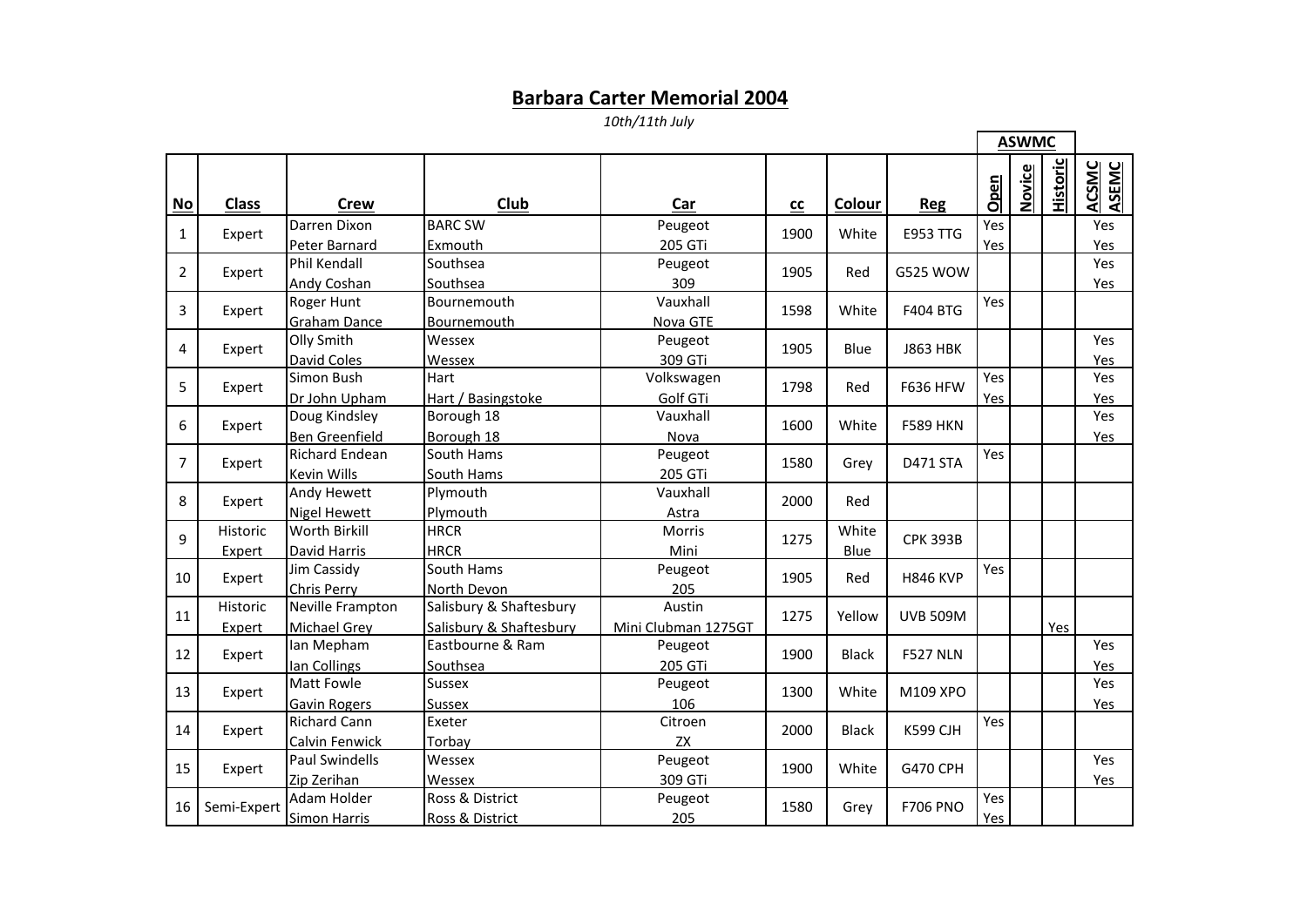# Barbara Carter Memorial 2004

*10th/11th July*

| No | Class | Crew | Club | Car | cc | Colour | Reg | ASWMC Open | ASWMC Novice | ASWMC Historic | ACSMC ASEMC |
|---|---|---|---|---|---|---|---|---|---|---|---|
| 1 | Expert | Darren Dixon | BARC SW | Peugeot | 1900 | White | E953 TTG | Yes | | | Yes |
| | | Peter Barnard | Exmouth | 205 GTi | | | | Yes | | | Yes |
| 2 | Expert | Phil Kendall | Southsea | Peugeot | 1905 | Red | G525 WOW | | | | Yes |
| | | Andy Coshan | Southsea | 309 | | | | | | | Yes |
| 3 | Expert | Roger Hunt | Bournemouth | Vauxhall | 1598 | White | F404 BTG | Yes | | | |
| | | Graham Dance | Bournemouth | Nova GTE | | | | | | | |
| 4 | Expert | Olly Smith | Wessex | Peugeot | 1905 | Blue | J863 HBK | | | | Yes |
| | | David Coles | Wessex | 309 GTi | | | | | | | Yes |
| 5 | Expert | Simon Bush | Hart | Volkswagen | 1798 | Red | F636 HFW | Yes | | | Yes |
| | | Dr John Upham | Hart / Basingstoke | Golf GTi | | | | Yes | | | Yes |
| 6 | Expert | Doug Kindsley | Borough 18 | Vauxhall | 1600 | White | F589 HKN | | | | Yes |
| | | Ben Greenfield | Borough 18 | Nova | | | | | | | Yes |
| 7 | Expert | Richard Endean | South Hams | Peugeot | 1580 | Grey | D471 STA | Yes | | | |
| | | Kevin Wills | South Hams | 205 GTi | | | | | | | |
| 8 | Expert | Andy Hewett | Plymouth | Vauxhall | 2000 | Red | | | | | |
| | | Nigel Hewett | Plymouth | Astra | | | | | | | |
| 9 | Historic | Worth Birkill | HRCR | Morris | 1275 | White | CPK 393B | | | | |
| | Expert | David Harris | HRCR | Mini | | Blue | | | | | |
| 10 | Expert | Jim Cassidy | South Hams | Peugeot | 1905 | Red | H846 KVP | Yes | | | |
| | | Chris Perry | North Devon | 205 | | | | | | | |
| 11 | Historic | Neville Frampton | Salisbury & Shaftesbury | Austin | 1275 | Yellow | UVB 509M | | | | |
| | Expert | Michael Grey | Salisbury & Shaftesbury | Mini Clubman 1275GT | | | | | | Yes | |
| 12 | Expert | Ian Mepham | Eastbourne & Ram | Peugeot | 1900 | Black | F527 NLN | | | | Yes |
| | | Ian Collings | Southsea | 205 GTi | | | | | | | Yes |
| 13 | Expert | Matt Fowle | Sussex | Peugeot | 1300 | White | M109 XPO | | | | Yes |
| | | Gavin Rogers | Sussex | 106 | | | | | | | Yes |
| 14 | Expert | Richard Cann | Exeter | Citroen | 2000 | Black | K599 CJH | Yes | | | |
| | | Calvin Fenwick | Torbay | ZX | | | | | | | |
| 15 | Expert | Paul Swindells | Wessex | Peugeot | 1900 | White | G470 CPH | | | | Yes |
| | | Zip Zerihan | Wessex | 309 GTi | | | | | | | Yes |
| 16 | Semi-Expert | Adam Holder | Ross & District | Peugeot | 1580 | Grey | F706 PNO | Yes | | | |
| | | Simon Harris | Ross & District | 205 | | | | Yes | | | |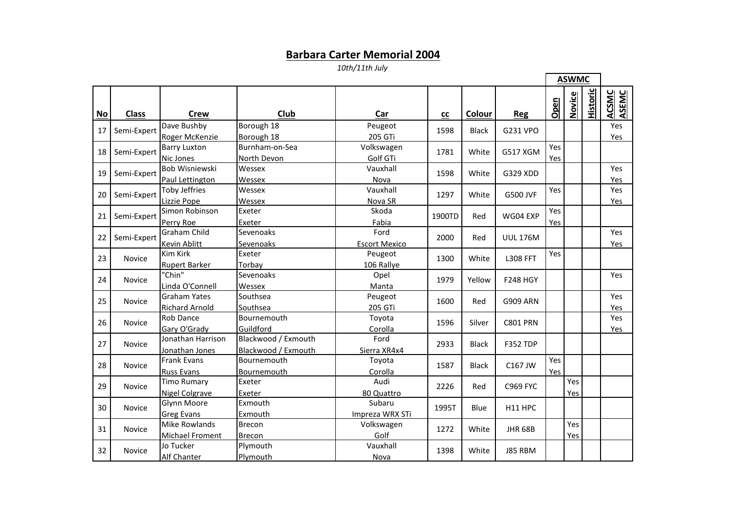# Barbara Carter Memorial 2004

*10th/11th July*

| No | Class | Crew | Club | Car | cc | Colour | Reg | ASWMC Open | ASWMC Novice | ASWMC Historic | ACSMC ASEMC |
|---|---|---|---|---|---|---|---|---|---|---|---|
| 17 | Semi-Expert | Dave Bushby | Borough 18 | Peugeot | 1598 | Black | G231 VPO | | | | Yes |
| | | Roger McKenzie | Borough 18 | 205 GTi | | | | | | | Yes |
| 18 | Semi-Expert | Barry Luxton | Burnham-on-Sea | Volkswagen | 1781 | White | G517 XGM | Yes | | | |
| | | Nic Jones | North Devon | Golf GTi | | | | Yes | | | |
| 19 | Semi-Expert | Bob Wisniewski | Wessex | Vauxhall | 1598 | White | G329 XDD | | | | Yes |
| | | Paul Lettington | Wessex | Nova | | | | | | | Yes |
| 20 | Semi-Expert | Toby Jeffries | Wessex | Vauxhall | 1297 | White | G500 JVF | Yes | | | Yes |
| | | Lizzie Pope | Wessex | Nova SR | | | | | | | Yes |
| 21 | Semi-Expert | Simon Robinson | Exeter | Skoda | 1900TD | Red | WG04 EXP | Yes | | | |
| | | Perry Roe | Exeter | Fabia | | | | Yes | | | |
| 22 | Semi-Expert | Graham Child | Sevenoaks | Ford | 2000 | Red | UUL 176M | | | | Yes |
| | | Kevin Ablitt | Sevenoaks | Escort Mexico | | | | | | | Yes |
| 23 | Novice | Kim Kirk | Exeter | Peugeot | 1300 | White | L308 FFT | Yes | | | |
| | | Rupert Barker | Torbay | 106 Rallye | | | | | | | |
| 24 | Novice | "Chin" | Sevenoaks | Opel | 1979 | Yellow | F248 HGY | | | | Yes |
| | | Linda O'Connell | Wessex | Manta | | | | | | | |
| 25 | Novice | Graham Yates | Southsea | Peugeot | 1600 | Red | G909 ARN | | | | Yes |
| | | Richard Arnold | Southsea | 205 GTi | | | | | | | Yes |
| 26 | Novice | Rob Dance | Bournemouth | Toyota | 1596 | Silver | C801 PRN | | | | Yes |
| | | Gary O'Grady | Guildford | Corolla | | | | | | | Yes |
| 27 | Novice | Jonathan Harrison | Blackwood / Exmouth | Ford | 2933 | Black | F352 TDP | | | | |
| | | Jonathan Jones | Blackwood / Exmouth | Sierra XR4x4 | | | | | | | |
| 28 | Novice | Frank Evans | Bournemouth | Toyota | 1587 | Black | C167 JW | Yes | | | |
| | | Russ Evans | Bournemouth | Corolla | | | | Yes | | | |
| 29 | Novice | Timo Rumary | Exeter | Audi | 2226 | Red | C969 FYC | | Yes | | |
| | | Nigel Colgrave | Exeter | 80 Quattro | | | | | Yes | | |
| 30 | Novice | Glynn Moore | Exmouth | Subaru | 1995T | Blue | H11 HPC | | | | |
| | | Greg Evans | Exmouth | Impreza WRX STi | | | | | | | |
| 31 | Novice | Mike Rowlands | Brecon | Volkswagen | 1272 | White | JHR 68B | | Yes | | |
| | | Michael Froment | Brecon | Golf | | | | | Yes | | |
| 32 | Novice | Jo Tucker | Plymouth | Vauxhall | 1398 | White | J85 RBM | | | | |
| | | Alf Chanter | Plymouth | Nova | | | | | | | |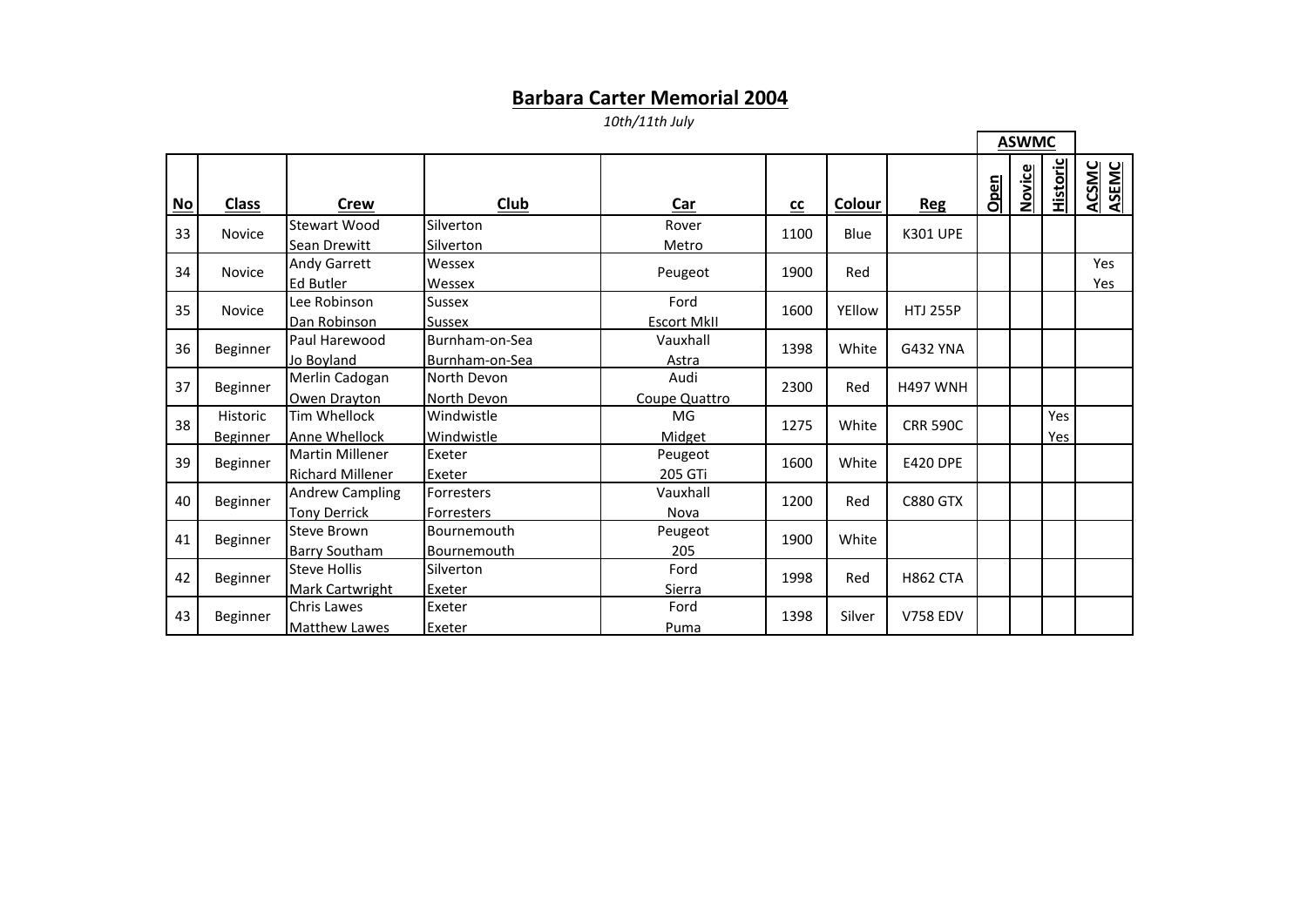## Barbara Carter Memorial 2004

*10th/11th July*

| No | Class | Crew | Club | Car | cc | Colour | Reg | ASWMC Open | ASWMC Novice | ASWMC Historic | ACSMC ASEMC |
|---|---|---|---|---|---|---|---|---|---|---|---|
| 33 | Novice | Stewart Wood<br>Sean Drewitt | Silverton<br>Silverton | Rover<br>Metro | 1100 | Blue | K301 UPE | | | | |
| 34 | Novice | Andy Garrett<br>Ed Butler | Wessex<br>Wessex | Peugeot | 1900 | Red | | | | | Yes<br>Yes |
| 35 | Novice | Lee Robinson<br>Dan Robinson | Sussex<br>Sussex | Ford<br>Escort MkII | 1600 | YEllow | HTJ 255P | | | | |
| 36 | Beginner | Paul Harewood<br>Jo Boyland | Burnham-on-Sea<br>Burnham-on-Sea | Vauxhall<br>Astra | 1398 | White | G432 YNA | | | | |
| 37 | Beginner | Merlin Cadogan<br>Owen Drayton | North Devon<br>North Devon | Audi<br>Coupe Quattro | 2300 | Red | H497 WNH | | | | |
| 38 | Historic<br>Beginner | Tim Whellock<br>Anne Whellock | Windwistle<br>Windwistle | MG<br>Midget | 1275 | White | CRR 590C | | | Yes<br>Yes | |
| 39 | Beginner | Martin Millener<br>Richard Millener | Exeter<br>Exeter | Peugeot<br>205 GTi | 1600 | White | E420 DPE | | | | |
| 40 | Beginner | Andrew Campling<br>Tony Derrick | Forresters<br>Forresters | Vauxhall<br>Nova | 1200 | Red | C880 GTX | | | | |
| 41 | Beginner | Steve Brown<br>Barry Southam | Bournemouth<br>Bournemouth | Peugeot<br>205 | 1900 | White | | | | | |
| 42 | Beginner | Steve Hollis<br>Mark Cartwright | Silverton<br>Exeter | Ford<br>Sierra | 1998 | Red | H862 CTA | | | | |
| 43 | Beginner | Chris Lawes<br>Matthew Lawes | Exeter<br>Exeter | Ford<br>Puma | 1398 | Silver | V758 EDV | | | | |